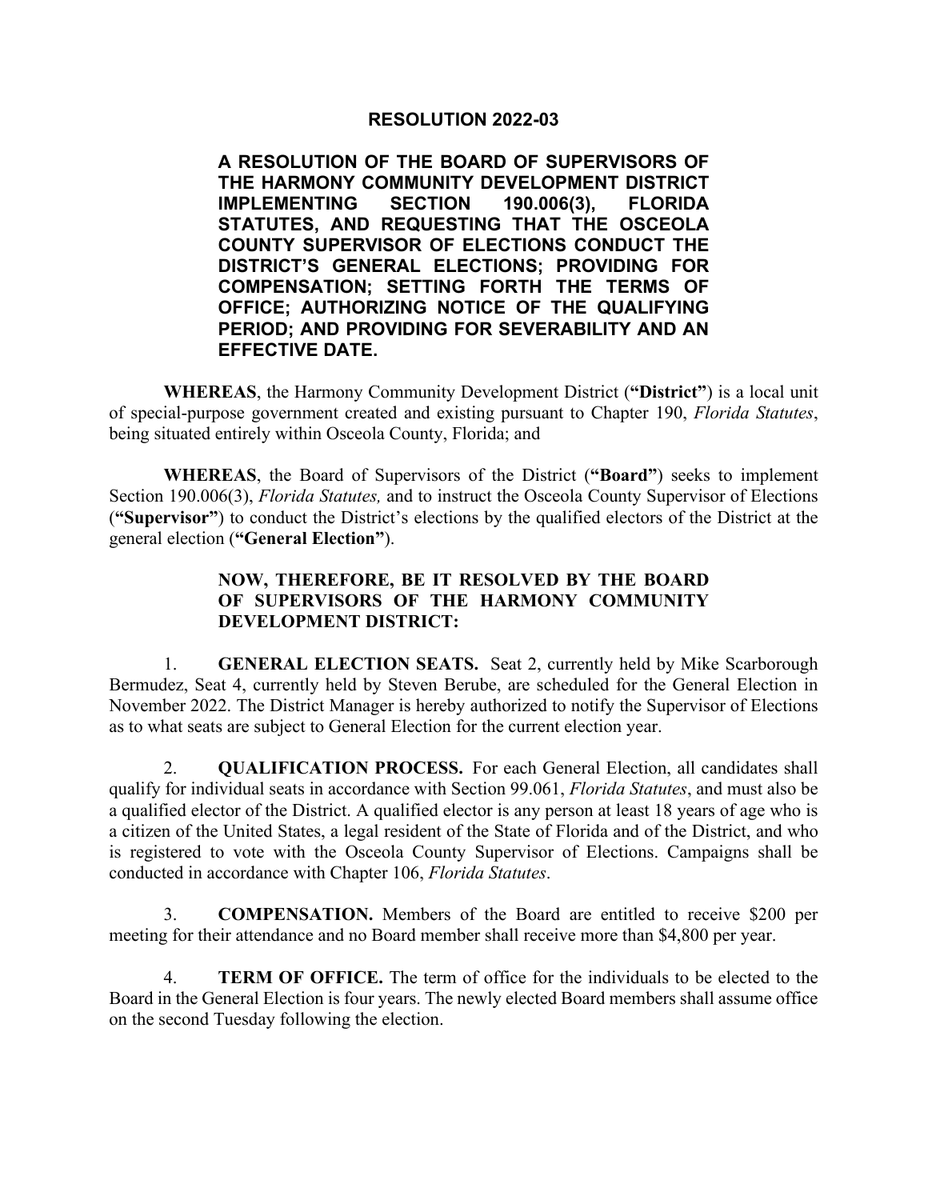# RESOLUTION 2022-03

**A RESOLUTION OF THE BOARD OF SUPERVISORS OF THE HARMONY COMMUNITY DEVELOPMENT DISTRICT IMPLEMENTING SECTION 190.006(3), FLORIDA STATUTES, AND REQUESTING THAT THE OSCEOLA COUNTY SUPERVISOR OF ELECTIONS CONDUCT THE DISTRICT'S GENERAL ELECTIONS; PROVIDING FOR COMPENSATION; SETTING FORTH THE TERMS OF OFFICE; AUTHORIZING NOTICE OF THE QUALIFYING PERIOD; AND PROVIDING FOR SEVERABILITY AND AN EFFECTIVE DATE.**

**WHEREAS**, the Harmony Community Development District (**"District"**) is a local unit of special-purpose government created and existing pursuant to Chapter 190, *Florida Statutes*, being situated entirely within Osceola County, Florida; and

**WHEREAS**, the Board of Supervisors of the District (**"Board"**) seeks to implement Section 190.006(3), *Florida Statutes,* and to instruct the Osceola County Supervisor of Elections (**"Supervisor"**) to conduct the District's elections by the qualified electors of the District at the general election (**"General Election"**).

**NOW, THEREFORE, BE IT RESOLVED BY THE BOARD OF SUPERVISORS OF THE HARMONY COMMUNITY DEVELOPMENT DISTRICT:**

1. **GENERAL ELECTION SEATS.** Seat 2, currently held by Mike Scarborough Bermudez, Seat 4, currently held by Steven Berube, are scheduled for the General Election in November 2022. The District Manager is hereby authorized to notify the Supervisor of Elections as to what seats are subject to General Election for the current election year.

2. **QUALIFICATION PROCESS.** For each General Election, all candidates shall qualify for individual seats in accordance with Section 99.061, *Florida Statutes*, and must also be a qualified elector of the District. A qualified elector is any person at least 18 years of age who is a citizen of the United States, a legal resident of the State of Florida and of the District, and who is registered to vote with the Osceola County Supervisor of Elections. Campaigns shall be conducted in accordance with Chapter 106, *Florida Statutes*.

3. **COMPENSATION.** Members of the Board are entitled to receive \$200 per meeting for their attendance and no Board member shall receive more than \$4,800 per year.

4. **TERM OF OFFICE.** The term of office for the individuals to be elected to the Board in the General Election is four years. The newly elected Board members shall assume office on the second Tuesday following the election.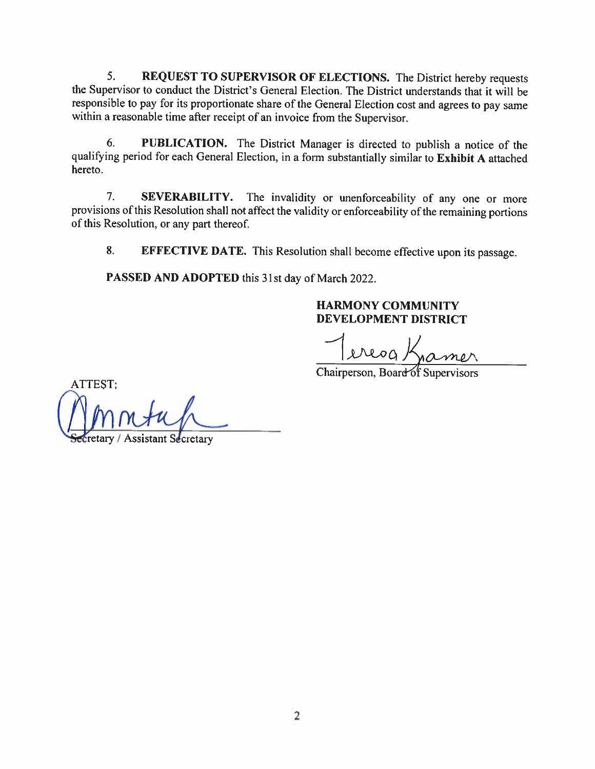5. **REQUEST TO SUPERVISOR OF ELECTIONS.** The District hereby requests the Supervisor to conduct the District's General Election. The District understands that it will be responsible to pay for its proportionate share of the General Election cost and agrees to pay same within a reasonable time after receipt of an invoice from the Supervisor.

6. **PUBLICATION.** The District Manager is directed to publish a notice of the qualifying period for each General Election, in a form substantially similar to **Exhibit A** attached hereto.

7. **SEVERABILITY.** The invalidity or unenforceability of any one or more provisions of this Resolution shall not affect the validity or enforceability of the remaining portions of this Resolution, or any part thereof.

8. **EFFECTIVE DATE.** This Resolution shall become effective upon its passage.

**PASSED AND ADOPTED** this 31st day of March 2022.

**HARMONY COMMUNITY DEVELOPMENT DISTRICT**

Teresa Kramer

Chairperson, Board of Supervisors

ATTEST:

Secretary / Assistant Secretary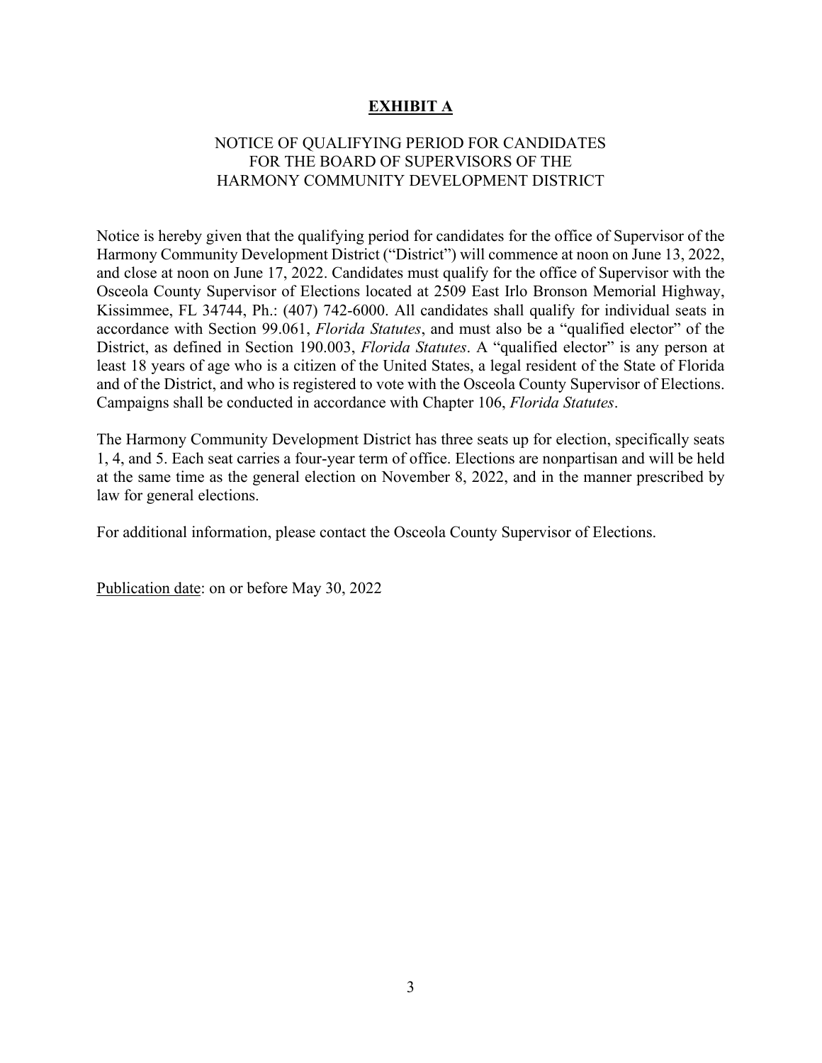# **EXHIBIT A**

NOTICE OF QUALIFYING PERIOD FOR CANDIDATES
FOR THE BOARD OF SUPERVISORS OF THE
HARMONY COMMUNITY DEVELOPMENT DISTRICT

Notice is hereby given that the qualifying period for candidates for the office of Supervisor of the Harmony Community Development District ("District") will commence at noon on June 13, 2022, and close at noon on June 17, 2022. Candidates must qualify for the office of Supervisor with the Osceola County Supervisor of Elections located at 2509 East Irlo Bronson Memorial Highway, Kissimmee, FL 34744, Ph.: (407) 742-6000. All candidates shall qualify for individual seats in accordance with Section 99.061, *Florida Statutes*, and must also be a "qualified elector" of the District, as defined in Section 190.003, *Florida Statutes*. A "qualified elector" is any person at least 18 years of age who is a citizen of the United States, a legal resident of the State of Florida and of the District, and who is registered to vote with the Osceola County Supervisor of Elections. Campaigns shall be conducted in accordance with Chapter 106, *Florida Statutes*.

The Harmony Community Development District has three seats up for election, specifically seats 1, 4, and 5. Each seat carries a four-year term of office. Elections are nonpartisan and will be held at the same time as the general election on November 8, 2022, and in the manner prescribed by law for general elections.

For additional information, please contact the Osceola County Supervisor of Elections.

Publication date: on or before May 30, 2022